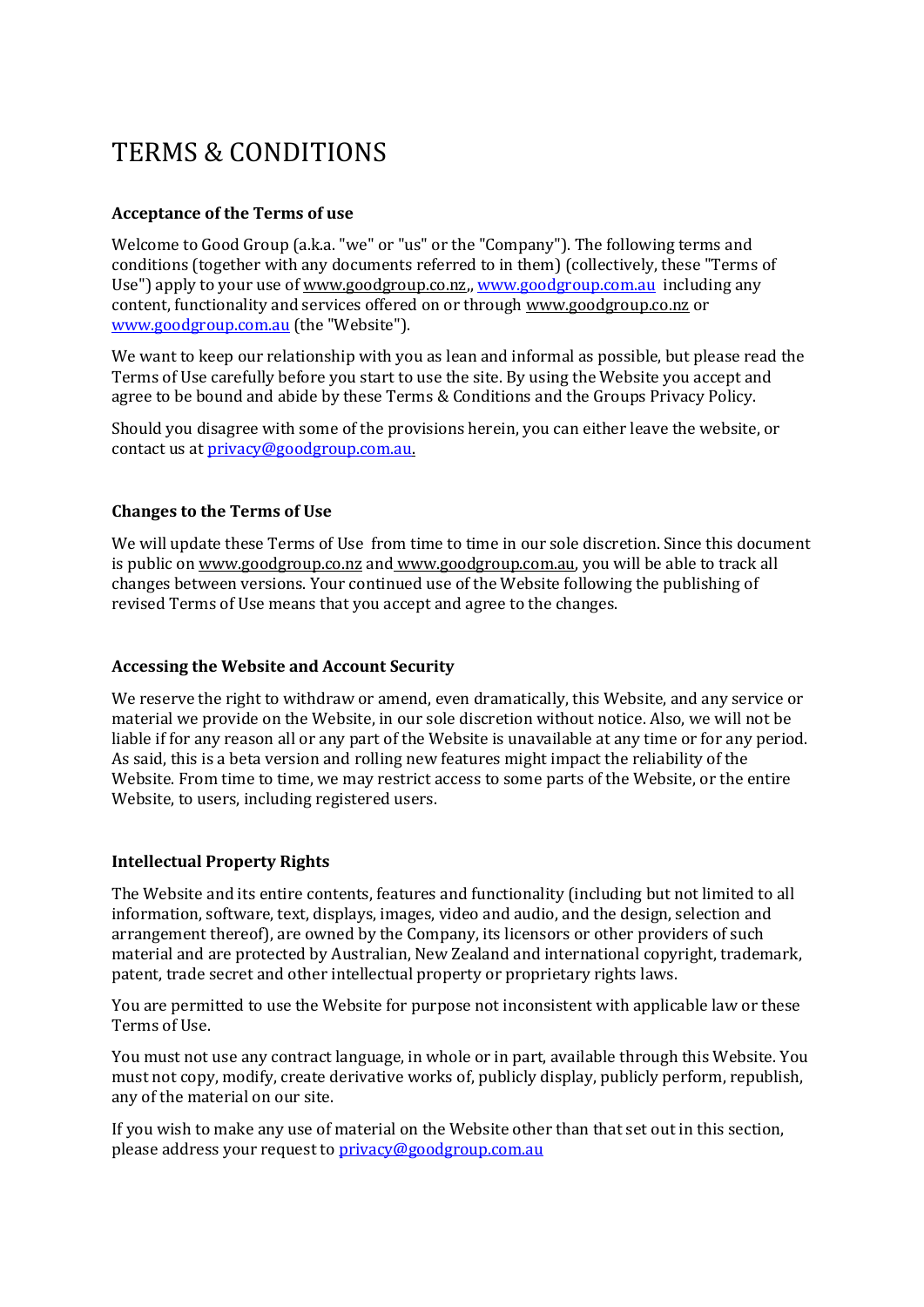# TERMS & CONDITIONS

**Acceptance of the Terms of use**

Welcome to Good Group (a.k.a. "we" or "us" or the "Company"). The following terms and conditions (together with any documents referred to in them) (collectively, these "Terms of Use") apply to your use of www.goodgroup.co.nz,, www.goodgroup.com.au including any content, functionality and services offered on or through www.goodgroup.co.nz or www.goodgroup.com.au (the "Website").

We want to keep our relationship with you as lean and informal as possible, but please read the Terms of Use carefully before you start to use the site. By using the Website you accept and agree to be bound and abide by these Terms & Conditions and the Groups Privacy Policy.

Should you disagree with some of the provisions herein, you can either leave the website, or contact us at privacy@goodgroup.com.au.

**Changes to the Terms of Use**

We will update these Terms of Use from time to time in our sole discretion. Since this document is public on www.goodgroup.co.nz and www.goodgroup.com.au, you will be able to track all changes between versions. Your continued use of the Website following the publishing of revised Terms of Use means that you accept and agree to the changes.

**Accessing the Website and Account Security**

We reserve the right to withdraw or amend, even dramatically, this Website, and any service or material we provide on the Website, in our sole discretion without notice. Also, we will not be liable if for any reason all or any part of the Website is unavailable at any time or for any period. As said, this is a beta version and rolling new features might impact the reliability of the Website. From time to time, we may restrict access to some parts of the Website, or the entire Website, to users, including registered users.

**Intellectual Property Rights**

The Website and its entire contents, features and functionality (including but not limited to all information, software, text, displays, images, video and audio, and the design, selection and arrangement thereof), are owned by the Company, its licensors or other providers of such material and are protected by Australian, New Zealand and international copyright, trademark, patent, trade secret and other intellectual property or proprietary rights laws.

You are permitted to use the Website for purpose not inconsistent with applicable law or these Terms of Use.

You must not use any contract language, in whole or in part, available through this Website. You must not copy, modify, create derivative works of, publicly display, publicly perform, republish, any of the material on our site.

If you wish to make any use of material on the Website other than that set out in this section, please address your request to privacy@goodgroup.com.au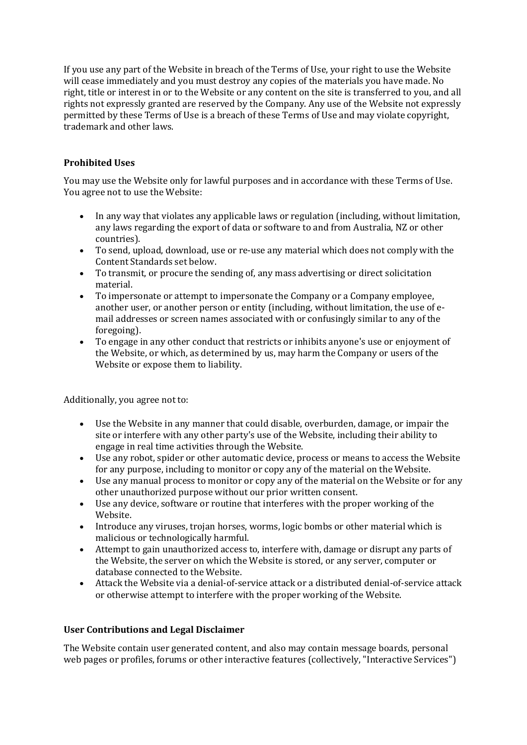If you use any part of the Website in breach of the Terms of Use, your right to use the Website will cease immediately and you must destroy any copies of the materials you have made. No right, title or interest in or to the Website or any content on the site is transferred to you, and all rights not expressly granted are reserved by the Company. Any use of the Website not expressly permitted by these Terms of Use is a breach of these Terms of Use and may violate copyright, trademark and other laws.

**Prohibited Uses**

You may use the Website only for lawful purposes and in accordance with these Terms of Use. You agree not to use the Website:

- In any way that violates any applicable laws or regulation (including, without limitation, any laws regarding the export of data or software to and from Australia, NZ or other countries).
- To send, upload, download, use or re-use any material which does not comply with the Content Standards set below.
- To transmit, or procure the sending of, any mass advertising or direct solicitation material.
- To impersonate or attempt to impersonate the Company or a Company employee, another user, or another person or entity (including, without limitation, the use of e-mail addresses or screen names associated with or confusingly similar to any of the foregoing).
- To engage in any other conduct that restricts or inhibits anyone's use or enjoyment of the Website, or which, as determined by us, may harm the Company or users of the Website or expose them to liability.

Additionally, you agree not to:

- Use the Website in any manner that could disable, overburden, damage, or impair the site or interfere with any other party's use of the Website, including their ability to engage in real time activities through the Website.
- Use any robot, spider or other automatic device, process or means to access the Website for any purpose, including to monitor or copy any of the material on the Website.
- Use any manual process to monitor or copy any of the material on the Website or for any other unauthorized purpose without our prior written consent.
- Use any device, software or routine that interferes with the proper working of the Website.
- Introduce any viruses, trojan horses, worms, logic bombs or other material which is malicious or technologically harmful.
- Attempt to gain unauthorized access to, interfere with, damage or disrupt any parts of the Website, the server on which the Website is stored, or any server, computer or database connected to the Website.
- Attack the Website via a denial-of-service attack or a distributed denial-of-service attack or otherwise attempt to interfere with the proper working of the Website.

**User Contributions and Legal Disclaimer**

The Website contain user generated content, and also may contain message boards, personal web pages or profiles, forums or other interactive features (collectively, "Interactive Services")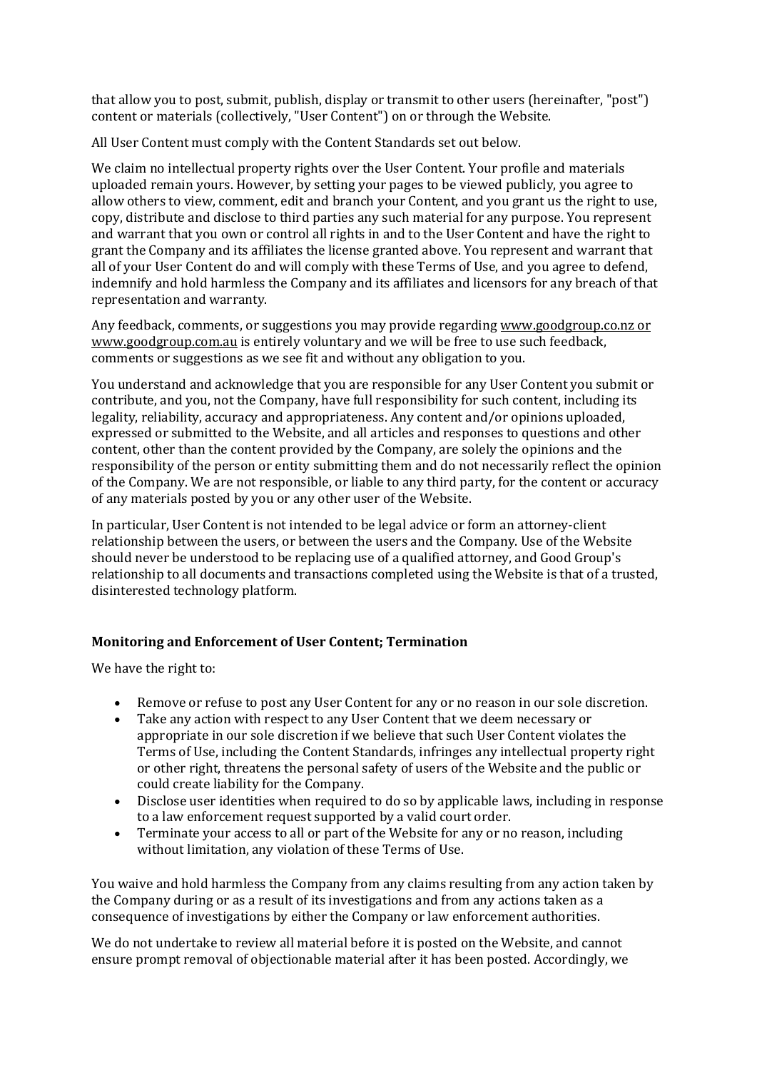that allow you to post, submit, publish, display or transmit to other users (hereinafter, "post") content or materials (collectively, "User Content") on or through the Website.

All User Content must comply with the Content Standards set out below.

We claim no intellectual property rights over the User Content. Your profile and materials uploaded remain yours. However, by setting your pages to be viewed publicly, you agree to allow others to view, comment, edit and branch your Content, and you grant us the right to use, copy, distribute and disclose to third parties any such material for any purpose. You represent and warrant that you own or control all rights in and to the User Content and have the right to grant the Company and its affiliates the license granted above. You represent and warrant that all of your User Content do and will comply with these Terms of Use, and you agree to defend, indemnify and hold harmless the Company and its affiliates and licensors for any breach of that representation and warranty.

Any feedback, comments, or suggestions you may provide regarding www.goodgroup.co.nz or www.goodgroup.com.au is entirely voluntary and we will be free to use such feedback, comments or suggestions as we see fit and without any obligation to you.

You understand and acknowledge that you are responsible for any User Content you submit or contribute, and you, not the Company, have full responsibility for such content, including its legality, reliability, accuracy and appropriateness. Any content and/or opinions uploaded, expressed or submitted to the Website, and all articles and responses to questions and other content, other than the content provided by the Company, are solely the opinions and the responsibility of the person or entity submitting them and do not necessarily reflect the opinion of the Company. We are not responsible, or liable to any third party, for the content or accuracy of any materials posted by you or any other user of the Website.

In particular, User Content is not intended to be legal advice or form an attorney-client relationship between the users, or between the users and the Company. Use of the Website should never be understood to be replacing use of a qualified attorney, and Good Group's relationship to all documents and transactions completed using the Website is that of a trusted, disinterested technology platform.

**Monitoring and Enforcement of User Content; Termination**

We have the right to:

- Remove or refuse to post any User Content for any or no reason in our sole discretion.
- Take any action with respect to any User Content that we deem necessary or appropriate in our sole discretion if we believe that such User Content violates the Terms of Use, including the Content Standards, infringes any intellectual property right or other right, threatens the personal safety of users of the Website and the public or could create liability for the Company.
- Disclose user identities when required to do so by applicable laws, including in response to a law enforcement request supported by a valid court order.
- Terminate your access to all or part of the Website for any or no reason, including without limitation, any violation of these Terms of Use.

You waive and hold harmless the Company from any claims resulting from any action taken by the Company during or as a result of its investigations and from any actions taken as a consequence of investigations by either the Company or law enforcement authorities.

We do not undertake to review all material before it is posted on the Website, and cannot ensure prompt removal of objectionable material after it has been posted. Accordingly, we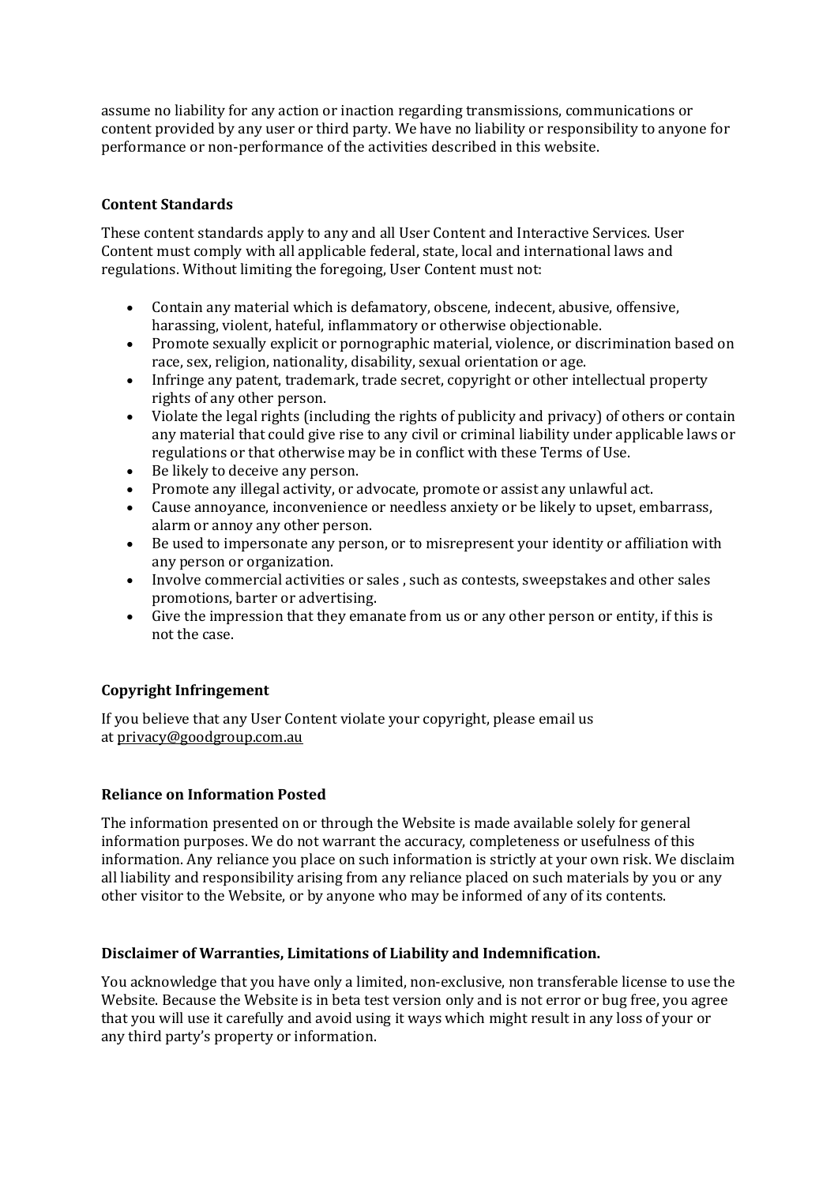assume no liability for any action or inaction regarding transmissions, communications or content provided by any user or third party. We have no liability or responsibility to anyone for performance or non-performance of the activities described in this website.

**Content Standards**

These content standards apply to any and all User Content and Interactive Services. User Content must comply with all applicable federal, state, local and international laws and regulations. Without limiting the foregoing, User Content must not:

- Contain any material which is defamatory, obscene, indecent, abusive, offensive, harassing, violent, hateful, inflammatory or otherwise objectionable.
- Promote sexually explicit or pornographic material, violence, or discrimination based on race, sex, religion, nationality, disability, sexual orientation or age.
- Infringe any patent, trademark, trade secret, copyright or other intellectual property rights of any other person.
- Violate the legal rights (including the rights of publicity and privacy) of others or contain any material that could give rise to any civil or criminal liability under applicable laws or regulations or that otherwise may be in conflict with these Terms of Use.
- Be likely to deceive any person.
- Promote any illegal activity, or advocate, promote or assist any unlawful act.
- Cause annoyance, inconvenience or needless anxiety or be likely to upset, embarrass, alarm or annoy any other person.
- Be used to impersonate any person, or to misrepresent your identity or affiliation with any person or organization.
- Involve commercial activities or sales , such as contests, sweepstakes and other sales promotions, barter or advertising.
- Give the impression that they emanate from us or any other person or entity, if this is not the case.

**Copyright Infringement**

If you believe that any User Content violate your copyright, please email us at privacy@goodgroup.com.au

**Reliance on Information Posted**

The information presented on or through the Website is made available solely for general information purposes. We do not warrant the accuracy, completeness or usefulness of this information. Any reliance you place on such information is strictly at your own risk. We disclaim all liability and responsibility arising from any reliance placed on such materials by you or any other visitor to the Website, or by anyone who may be informed of any of its contents.

**Disclaimer of Warranties, Limitations of Liability and Indemnification.**

You acknowledge that you have only a limited, non-exclusive, non transferable license to use the Website. Because the Website is in beta test version only and is not error or bug free, you agree that you will use it carefully and avoid using it ways which might result in any loss of your or any third party's property or information.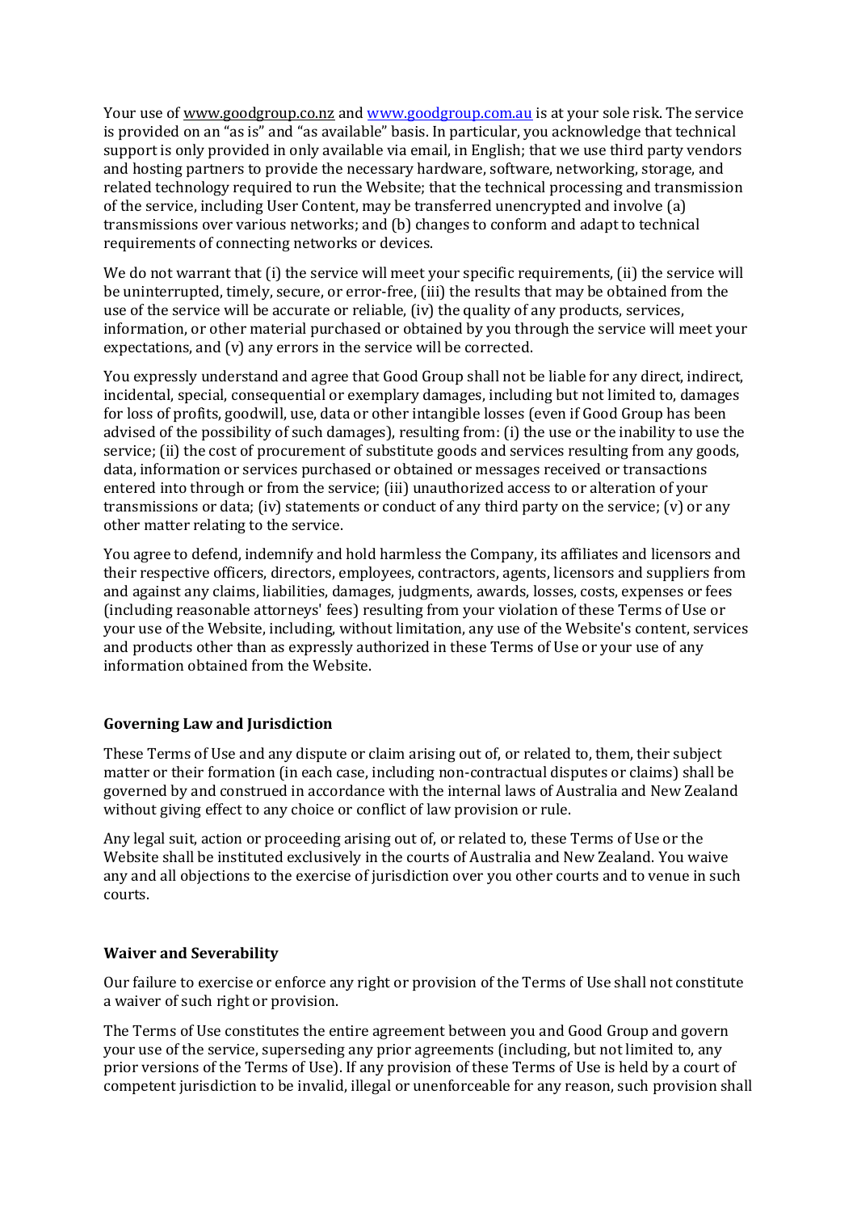Your use of www.goodgroup.co.nz and www.goodgroup.com.au is at your sole risk. The service is provided on an "as is" and "as available" basis. In particular, you acknowledge that technical support is only provided in only available via email, in English; that we use third party vendors and hosting partners to provide the necessary hardware, software, networking, storage, and related technology required to run the Website; that the technical processing and transmission of the service, including User Content, may be transferred unencrypted and involve (a) transmissions over various networks; and (b) changes to conform and adapt to technical requirements of connecting networks or devices.

We do not warrant that (i) the service will meet your specific requirements, (ii) the service will be uninterrupted, timely, secure, or error-free, (iii) the results that may be obtained from the use of the service will be accurate or reliable, (iv) the quality of any products, services, information, or other material purchased or obtained by you through the service will meet your expectations, and (v) any errors in the service will be corrected.

You expressly understand and agree that Good Group shall not be liable for any direct, indirect, incidental, special, consequential or exemplary damages, including but not limited to, damages for loss of profits, goodwill, use, data or other intangible losses (even if Good Group has been advised of the possibility of such damages), resulting from: (i) the use or the inability to use the service; (ii) the cost of procurement of substitute goods and services resulting from any goods, data, information or services purchased or obtained or messages received or transactions entered into through or from the service; (iii) unauthorized access to or alteration of your transmissions or data; (iv) statements or conduct of any third party on the service; (v) or any other matter relating to the service.

You agree to defend, indemnify and hold harmless the Company, its affiliates and licensors and their respective officers, directors, employees, contractors, agents, licensors and suppliers from and against any claims, liabilities, damages, judgments, awards, losses, costs, expenses or fees (including reasonable attorneys' fees) resulting from your violation of these Terms of Use or your use of the Website, including, without limitation, any use of the Website's content, services and products other than as expressly authorized in these Terms of Use or your use of any information obtained from the Website.

**Governing Law and Jurisdiction**

These Terms of Use and any dispute or claim arising out of, or related to, them, their subject matter or their formation (in each case, including non-contractual disputes or claims) shall be governed by and construed in accordance with the internal laws of Australia and New Zealand without giving effect to any choice or conflict of law provision or rule.

Any legal suit, action or proceeding arising out of, or related to, these Terms of Use or the Website shall be instituted exclusively in the courts of Australia and New Zealand. You waive any and all objections to the exercise of jurisdiction over you other courts and to venue in such courts.

**Waiver and Severability**

Our failure to exercise or enforce any right or provision of the Terms of Use shall not constitute a waiver of such right or provision.

The Terms of Use constitutes the entire agreement between you and Good Group and govern your use of the service, superseding any prior agreements (including, but not limited to, any prior versions of the Terms of Use). If any provision of these Terms of Use is held by a court of competent jurisdiction to be invalid, illegal or unenforceable for any reason, such provision shall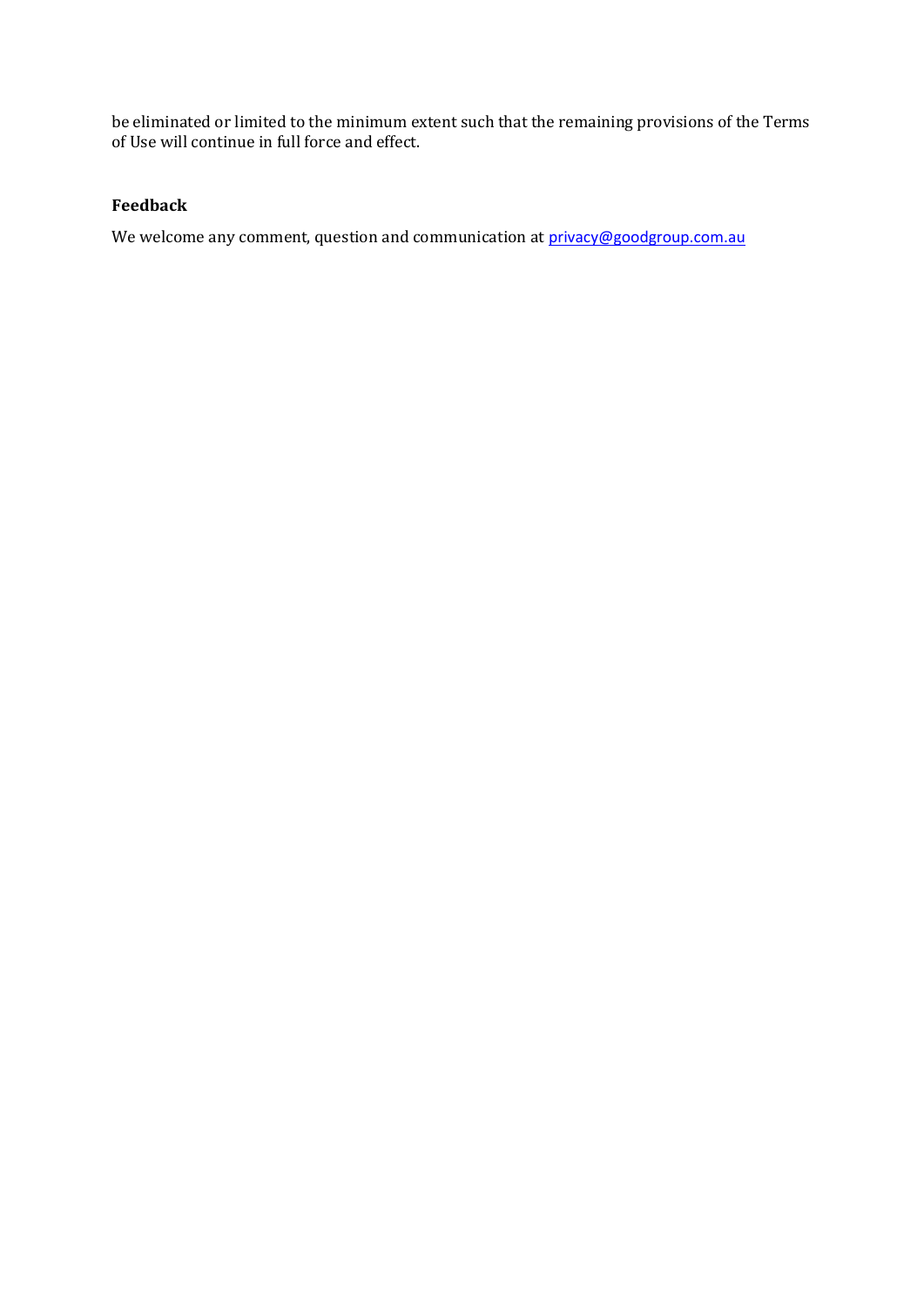be eliminated or limited to the minimum extent such that the remaining provisions of the Terms of Use will continue in full force and effect.

**Feedback**

We welcome any comment, question and communication at privacy@goodgroup.com.au